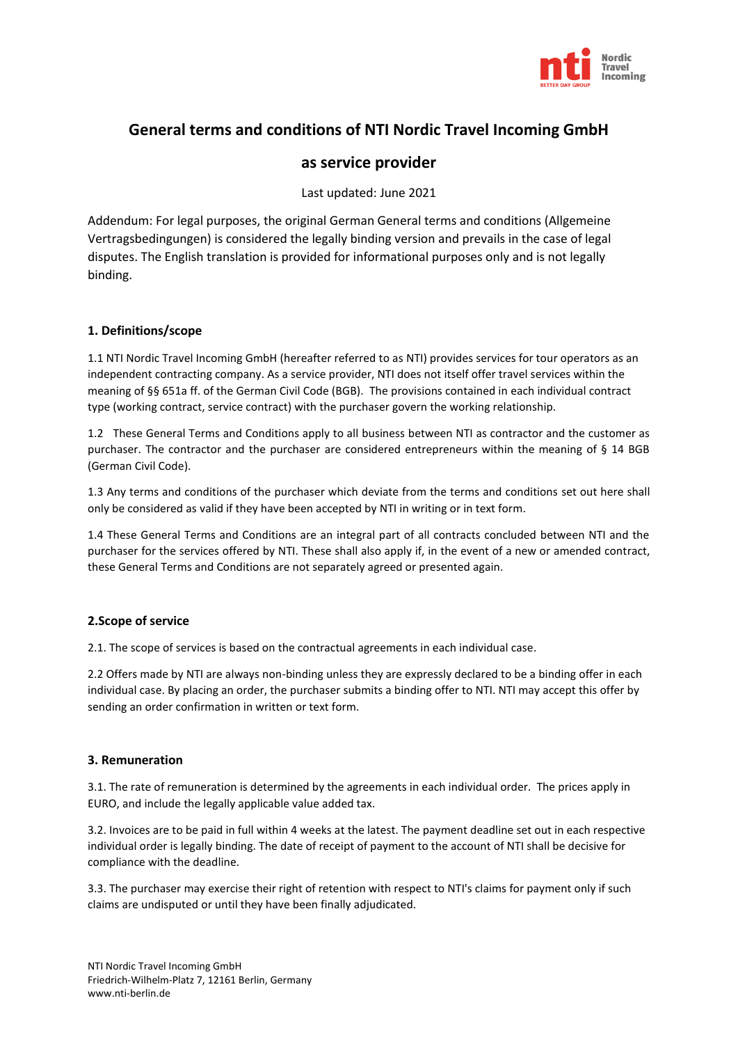# General terms and conditions of NTI Nordic Travel Incoming GmbH

## as service provider

Last updated: June 2021

Addendum: For legal purposes, the original German General terms and conditions (Allgemeine Vertragsbedingungen) is considered the legally binding version and prevails in the case of legal disputes. The English translation is provided for informational purposes only and is not legally binding.

### 1. Definitions/scope

1.1 NTI Nordic Travel Incoming GmbH (hereafter referred to as NTI) provides services for tour operators as an independent contracting company. As a service provider, NTI does not itself offer travel services within the meaning of §§ 651a ff. of the German Civil Code (BGB). The provisions contained in each individual contract type (working contract, service contract) with the purchaser govern the working relationship.

1.2 These General Terms and Conditions apply to all business between NTI as contractor and the customer as purchaser. The contractor and the purchaser are considered entrepreneurs within the meaning of § 14 BGB (German Civil Code).

1.3 Any terms and conditions of the purchaser which deviate from the terms and conditions set out here shall only be considered as valid if they have been accepted by NTI in writing or in text form.

1.4 These General Terms and Conditions are an integral part of all contracts concluded between NTI and the purchaser for the services offered by NTI. These shall also apply if, in the event of a new or amended contract, these General Terms and Conditions are not separately agreed or presented again.

### 2.Scope of service

2.1. The scope of services is based on the contractual agreements in each individual case.

2.2 Offers made by NTI are always non-binding unless they are expressly declared to be a binding offer in each individual case. By placing an order, the purchaser submits a binding offer to NTI. NTI may accept this offer by sending an order confirmation in written or text form.

### 3. Remuneration

3.1. The rate of remuneration is determined by the agreements in each individual order. The prices apply in EURO, and include the legally applicable value added tax.

3.2. Invoices are to be paid in full within 4 weeks at the latest. The payment deadline set out in each respective individual order is legally binding. The date of receipt of payment to the account of NTI shall be decisive for compliance with the deadline.

3.3. The purchaser may exercise their right of retention with respect to NTI's claims for payment only if such claims are undisputed or until they have been finally adjudicated.

NTI Nordic Travel Incoming GmbH
Friedrich-Wilhelm-Platz 7, 12161 Berlin, Germany
www.nti-berlin.de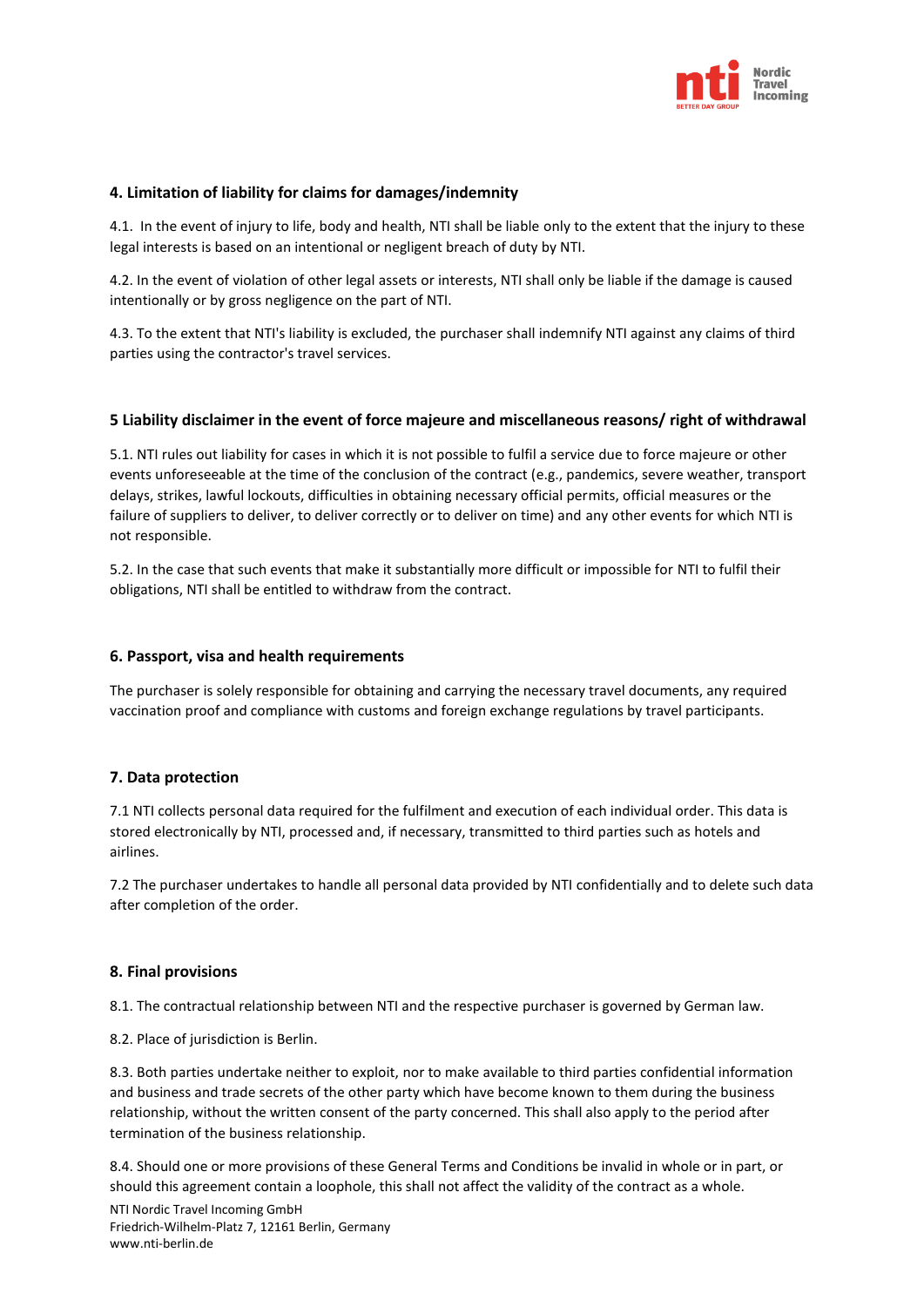## 4. Limitation of liability for claims for damages/indemnity

4.1. In the event of injury to life, body and health, NTI shall be liable only to the extent that the injury to these legal interests is based on an intentional or negligent breach of duty by NTI.

4.2. In the event of violation of other legal assets or interests, NTI shall only be liable if the damage is caused intentionally or by gross negligence on the part of NTI.

4.3. To the extent that NTI's liability is excluded, the purchaser shall indemnify NTI against any claims of third parties using the contractor's travel services.

## 5 Liability disclaimer in the event of force majeure and miscellaneous reasons/ right of withdrawal

5.1. NTI rules out liability for cases in which it is not possible to fulfil a service due to force majeure or other events unforeseeable at the time of the conclusion of the contract (e.g., pandemics, severe weather, transport delays, strikes, lawful lockouts, difficulties in obtaining necessary official permits, official measures or the failure of suppliers to deliver, to deliver correctly or to deliver on time) and any other events for which NTI is not responsible.

5.2. In the case that such events that make it substantially more difficult or impossible for NTI to fulfil their obligations, NTI shall be entitled to withdraw from the contract.

## 6. Passport, visa and health requirements

The purchaser is solely responsible for obtaining and carrying the necessary travel documents, any required vaccination proof and compliance with customs and foreign exchange regulations by travel participants.

## 7. Data protection

7.1 NTI collects personal data required for the fulfilment and execution of each individual order. This data is stored electronically by NTI, processed and, if necessary, transmitted to third parties such as hotels and airlines.

7.2 The purchaser undertakes to handle all personal data provided by NTI confidentially and to delete such data after completion of the order.

## 8. Final provisions

8.1. The contractual relationship between NTI and the respective purchaser is governed by German law.

8.2. Place of jurisdiction is Berlin.

8.3. Both parties undertake neither to exploit, nor to make available to third parties confidential information and business and trade secrets of the other party which have become known to them during the business relationship, without the written consent of the party concerned. This shall also apply to the period after termination of the business relationship.

8.4. Should one or more provisions of these General Terms and Conditions be invalid in whole or in part, or should this agreement contain a loophole, this shall not affect the validity of the contract as a whole.